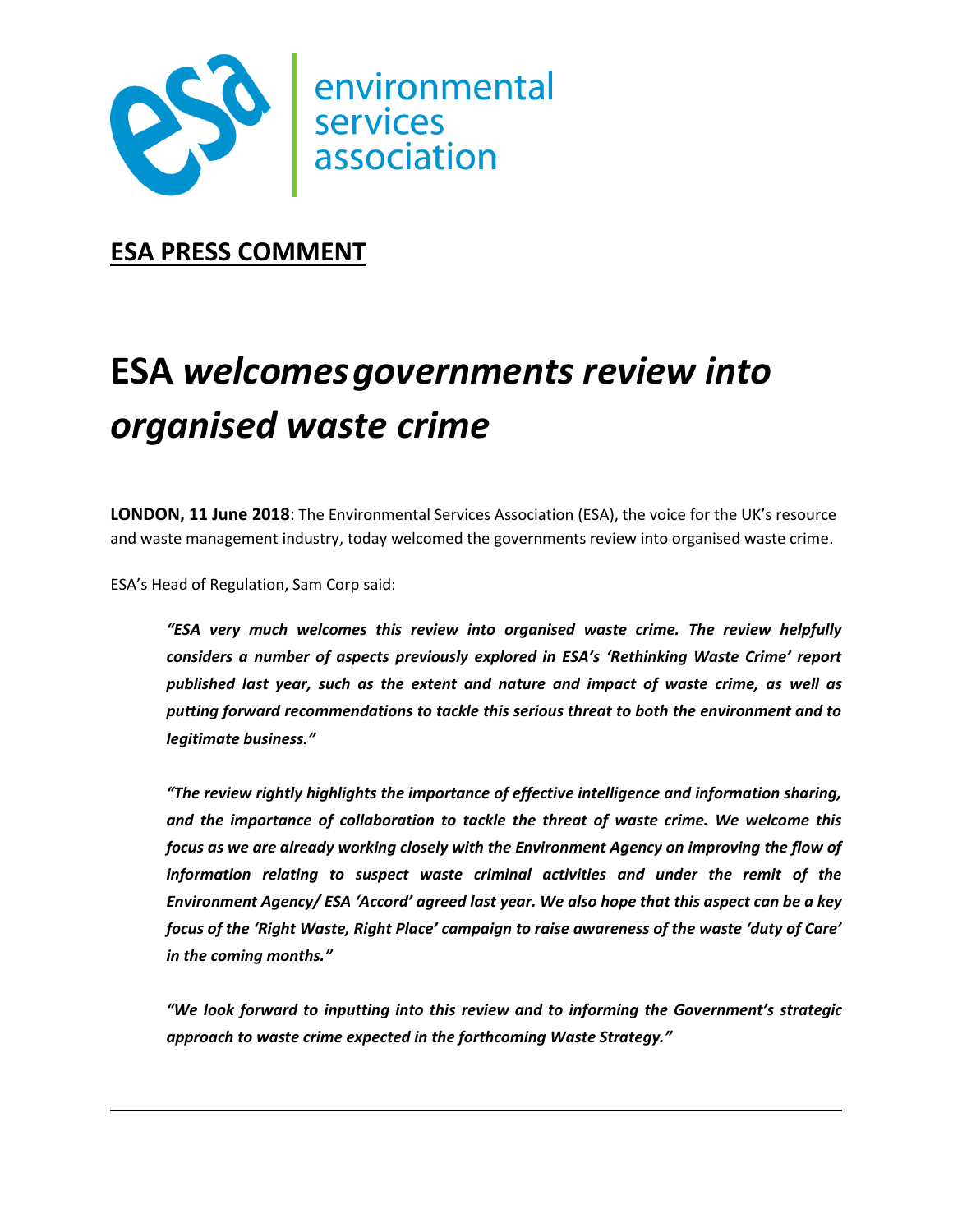environmental services association

**ESA PRESS COMMENT**

# ESA *welcomesgovernments review into organised waste crime*

**LONDON, 11 June 2018**: The Environmental Services Association (ESA), the voice for the UK's resource and waste management industry, today welcomed the governments review into organised waste crime.

ESA's Head of Regulation, Sam Corp said:

> ***"ESA very much welcomes this review into organised waste crime. The review helpfully considers a number of aspects previously explored in ESA's 'Rethinking Waste Crime' report published last year, such as the extent and nature and impact of waste crime, as well as putting forward recommendations to tackle this serious threat to both the environment and to legitimate business."***
>
> ***"The review rightly highlights the importance of effective intelligence and information sharing, and the importance of collaboration to tackle the threat of waste crime. We welcome this focus as we are already working closely with the Environment Agency on improving the flow of information relating to suspect waste criminal activities and under the remit of the Environment Agency/ ESA 'Accord' agreed last year. We also hope that this aspect can be a key focus of the 'Right Waste, Right Place' campaign to raise awareness of the waste 'duty of Care' in the coming months."***
>
> ***"We look forward to inputting into this review and to informing the Government's strategic approach to waste crime expected in the forthcoming Waste Strategy."***

---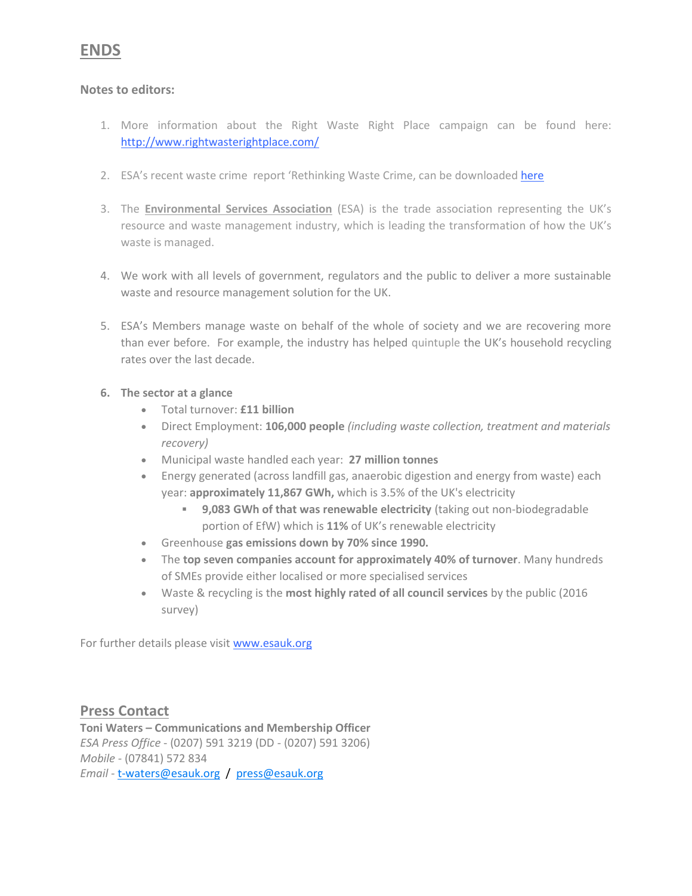## ENDS

**Notes to editors:**

1. More information about the Right Waste Right Place campaign can be found here: [http://www.rightwasterightplace.com/](http://www.rightwasterightplace.com/)

2. ESA's recent waste crime report 'Rethinking Waste Crime, can be downloaded here

3. The **Environmental Services Association** (ESA) is the trade association representing the UK's resource and waste management industry, which is leading the transformation of how the UK's waste is managed.

4. We work with all levels of government, regulators and the public to deliver a more sustainable waste and resource management solution for the UK.

5. ESA's Members manage waste on behalf of the whole of society and we are recovering more than ever before. For example, the industry has helped quintuple the UK's household recycling rates over the last decade.

6. **The sector at a glance**
   - Total turnover: **£11 billion**
   - Direct Employment: **106,000 people** *(including waste collection, treatment and materials recovery)*
   - Municipal waste handled each year: **27 million tonnes**
   - Energy generated (across landfill gas, anaerobic digestion and energy from waste) each year: **approximately 11,867 GWh,** which is 3.5% of the UK's electricity
     - **9,083 GWh of that was renewable electricity** (taking out non-biodegradable portion of EfW) which is **11%** of UK's renewable electricity
   - Greenhouse **gas emissions down by 70% since 1990.**
   - The **top seven companies account for approximately 40% of turnover**. Many hundreds of SMEs provide either localised or more specialised services
   - Waste & recycling is the **most highly rated of all council services** by the public (2016 survey)

For further details please visit [www.esauk.org](www.esauk.org)

## Press Contact

**Toni Waters – Communications and Membership Officer**
*ESA Press Office* - (0207) 591 3219 (DD - (0207) 591 3206)
*Mobile* - (07841) 572 834
*Email* - t-waters@esauk.org / press@esauk.org